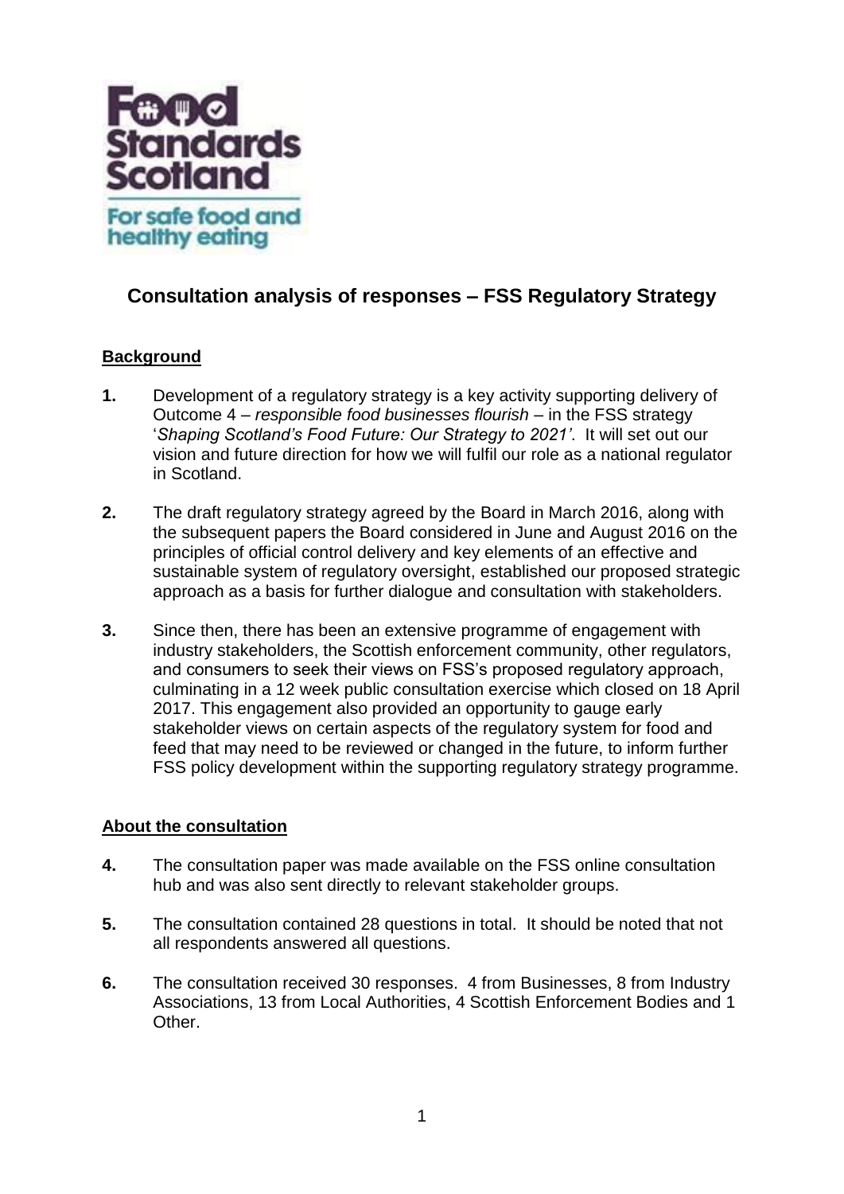Food Standards Scotland

For safe food and healthy eating

# Consultation analysis of responses – FSS Regulatory Strategy

## Background

**1.** Development of a regulatory strategy is a key activity supporting delivery of Outcome 4 – *responsible food businesses flourish* – in the FSS strategy '*Shaping Scotland's Food Future: Our Strategy to 2021'*. It will set out our vision and future direction for how we will fulfil our role as a national regulator in Scotland.

**2.** The draft regulatory strategy agreed by the Board in March 2016, along with the subsequent papers the Board considered in June and August 2016 on the principles of official control delivery and key elements of an effective and sustainable system of regulatory oversight, established our proposed strategic approach as a basis for further dialogue and consultation with stakeholders.

**3.** Since then, there has been an extensive programme of engagement with industry stakeholders, the Scottish enforcement community, other regulators, and consumers to seek their views on FSS's proposed regulatory approach, culminating in a 12 week public consultation exercise which closed on 18 April 2017. This engagement also provided an opportunity to gauge early stakeholder views on certain aspects of the regulatory system for food and feed that may need to be reviewed or changed in the future, to inform further FSS policy development within the supporting regulatory strategy programme.

## About the consultation

**4.** The consultation paper was made available on the FSS online consultation hub and was also sent directly to relevant stakeholder groups.

**5.** The consultation contained 28 questions in total. It should be noted that not all respondents answered all questions.

**6.** The consultation received 30 responses. 4 from Businesses, 8 from Industry Associations, 13 from Local Authorities, 4 Scottish Enforcement Bodies and 1 Other.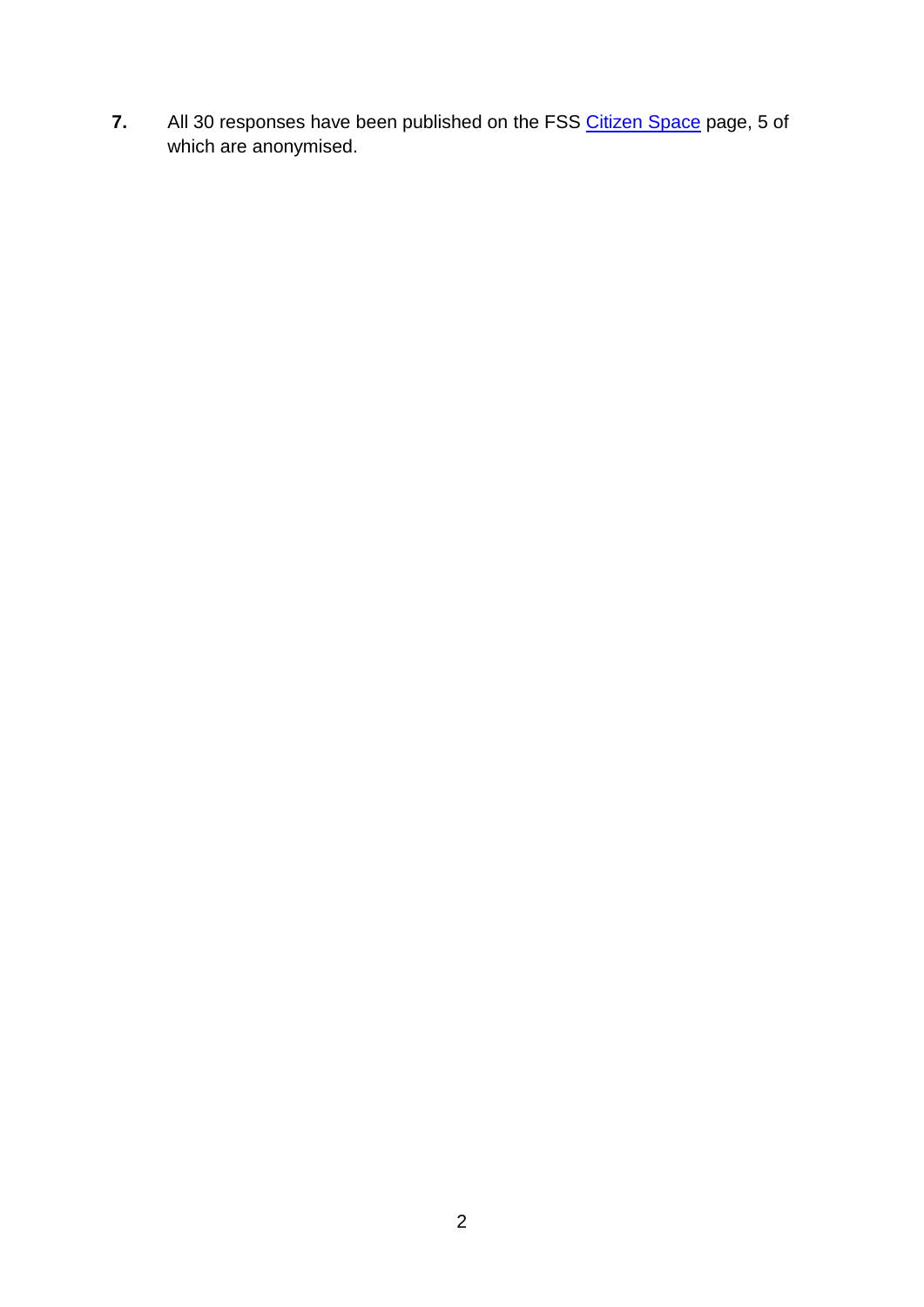**7.** All 30 responses have been published on the FSS [Citizen Space] page, 5 of which are anonymised.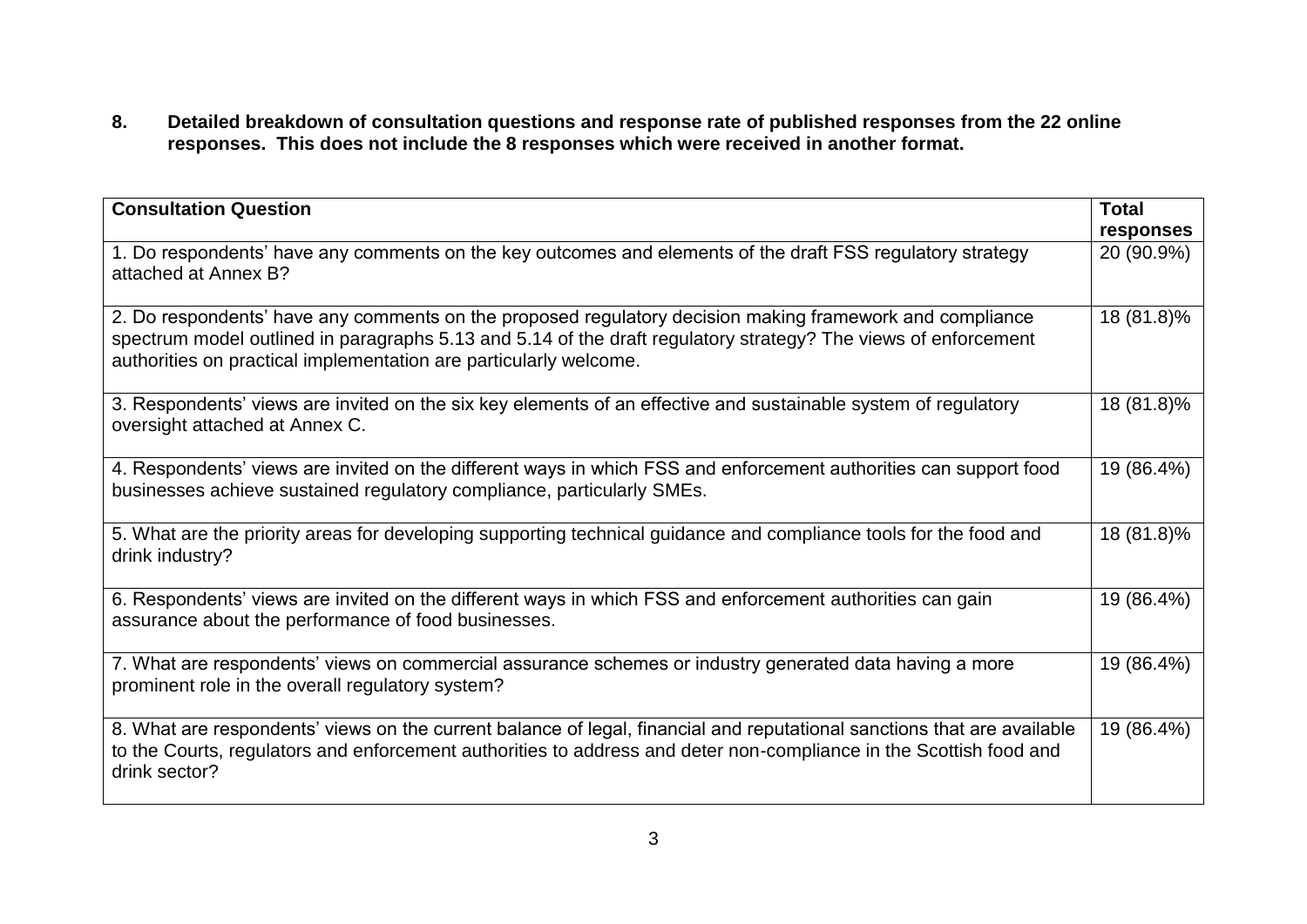**8. Detailed breakdown of consultation questions and response rate of published responses from the 22 online responses. This does not include the 8 responses which were received in another format.**

| Consultation Question | Total responses |
|---|---|
| 1. Do respondents' have any comments on the key outcomes and elements of the draft FSS regulatory strategy attached at Annex B? | 20 (90.9%) |
| 2. Do respondents' have any comments on the proposed regulatory decision making framework and compliance spectrum model outlined in paragraphs 5.13 and 5.14 of the draft regulatory strategy? The views of enforcement authorities on practical implementation are particularly welcome. | 18 (81.8)% |
| 3. Respondents' views are invited on the six key elements of an effective and sustainable system of regulatory oversight attached at Annex C. | 18 (81.8)% |
| 4. Respondents' views are invited on the different ways in which FSS and enforcement authorities can support food businesses achieve sustained regulatory compliance, particularly SMEs. | 19 (86.4%) |
| 5. What are the priority areas for developing supporting technical guidance and compliance tools for the food and drink industry? | 18 (81.8)% |
| 6. Respondents' views are invited on the different ways in which FSS and enforcement authorities can gain assurance about the performance of food businesses. | 19 (86.4%) |
| 7. What are respondents' views on commercial assurance schemes or industry generated data having a more prominent role in the overall regulatory system? | 19 (86.4%) |
| 8. What are respondents' views on the current balance of legal, financial and reputational sanctions that are available to the Courts, regulators and enforcement authorities to address and deter non-compliance in the Scottish food and drink sector? | 19 (86.4%) |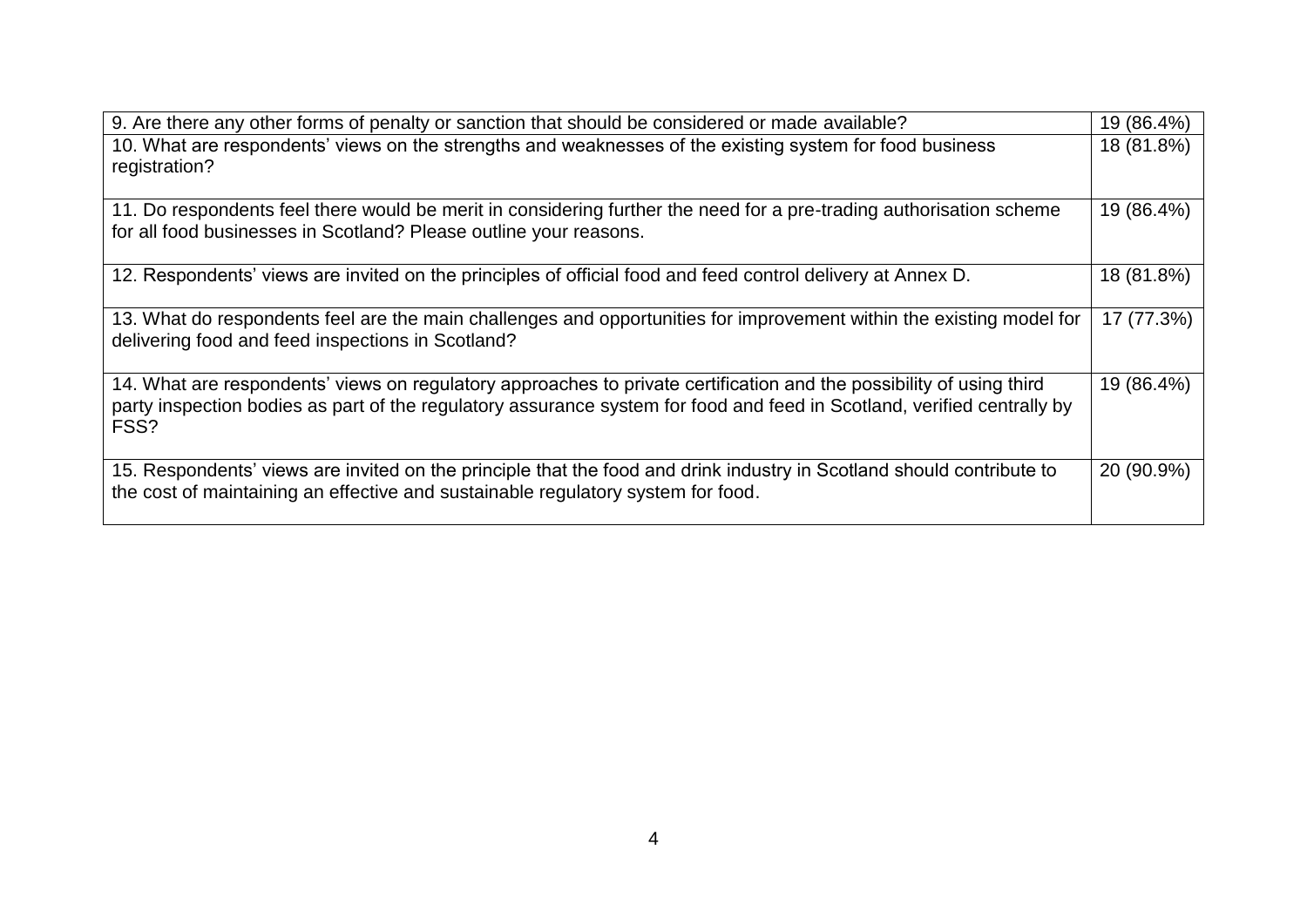| | |
|---|---|
| 9. Are there any other forms of penalty or sanction that should be considered or made available? | 19 (86.4%) |
| 10. What are respondents' views on the strengths and weaknesses of the existing system for food business registration? | 18 (81.8%) |
| 11. Do respondents feel there would be merit in considering further the need for a pre-trading authorisation scheme for all food businesses in Scotland? Please outline your reasons. | 19 (86.4%) |
| 12. Respondents' views are invited on the principles of official food and feed control delivery at Annex D. | 18 (81.8%) |
| 13. What do respondents feel are the main challenges and opportunities for improvement within the existing model for delivering food and feed inspections in Scotland? | 17 (77.3%) |
| 14. What are respondents' views on regulatory approaches to private certification and the possibility of using third party inspection bodies as part of the regulatory assurance system for food and feed in Scotland, verified centrally by FSS? | 19 (86.4%) |
| 15. Respondents' views are invited on the principle that the food and drink industry in Scotland should contribute to the cost of maintaining an effective and sustainable regulatory system for food. | 20 (90.9%) |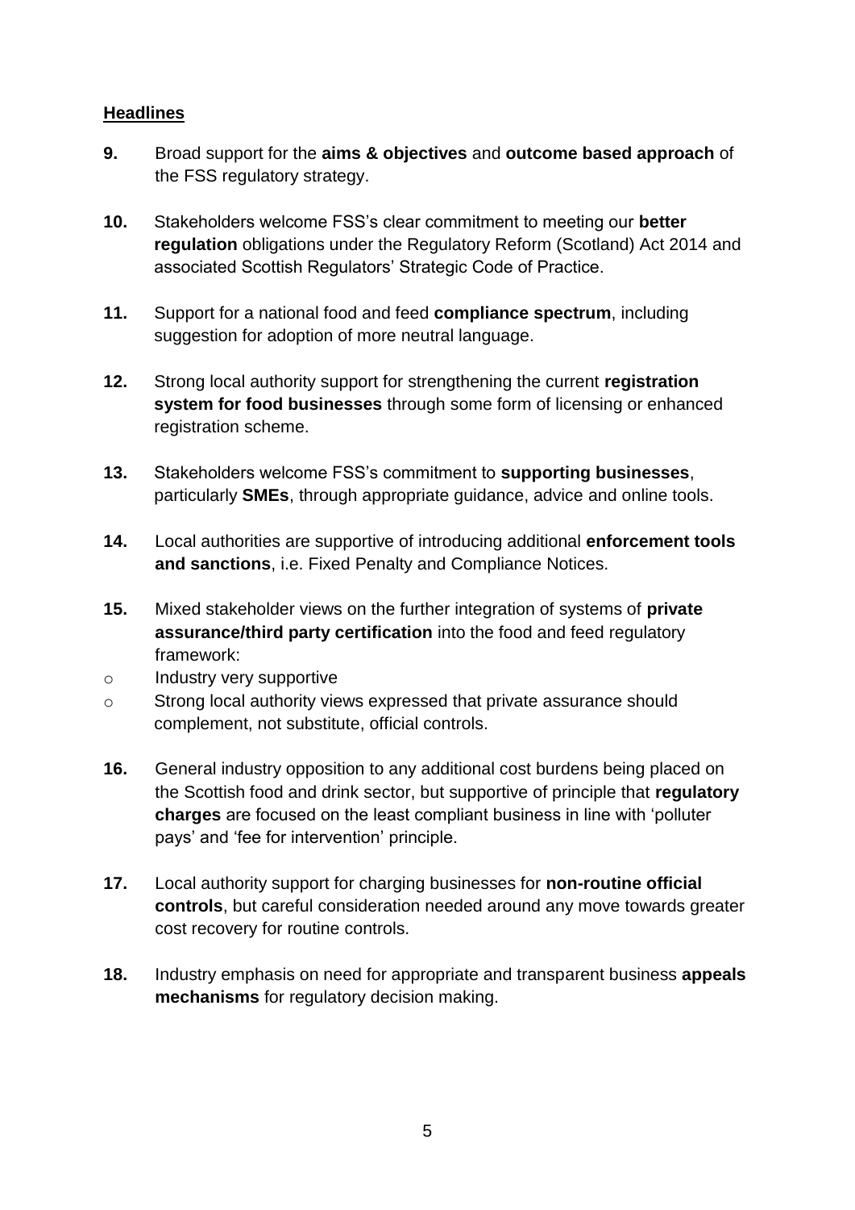## Headlines

**9.** Broad support for the **aims & objectives** and **outcome based approach** of the FSS regulatory strategy.

**10.** Stakeholders welcome FSS's clear commitment to meeting our **better regulation** obligations under the Regulatory Reform (Scotland) Act 2014 and associated Scottish Regulators' Strategic Code of Practice.

**11.** Support for a national food and feed **compliance spectrum**, including suggestion for adoption of more neutral language.

**12.** Strong local authority support for strengthening the current **registration system for food businesses** through some form of licensing or enhanced registration scheme.

**13.** Stakeholders welcome FSS's commitment to **supporting businesses**, particularly **SMEs**, through appropriate guidance, advice and online tools.

**14.** Local authorities are supportive of introducing additional **enforcement tools and sanctions**, i.e. Fixed Penalty and Compliance Notices.

**15.** Mixed stakeholder views on the further integration of systems of **private assurance/third party certification** into the food and feed regulatory framework:

- Industry very supportive
- Strong local authority views expressed that private assurance should complement, not substitute, official controls.

**16.** General industry opposition to any additional cost burdens being placed on the Scottish food and drink sector, but supportive of principle that **regulatory charges** are focused on the least compliant business in line with 'polluter pays' and 'fee for intervention' principle.

**17.** Local authority support for charging businesses for **non-routine official controls**, but careful consideration needed around any move towards greater cost recovery for routine controls.

**18.** Industry emphasis on need for appropriate and transparent business **appeals mechanisms** for regulatory decision making.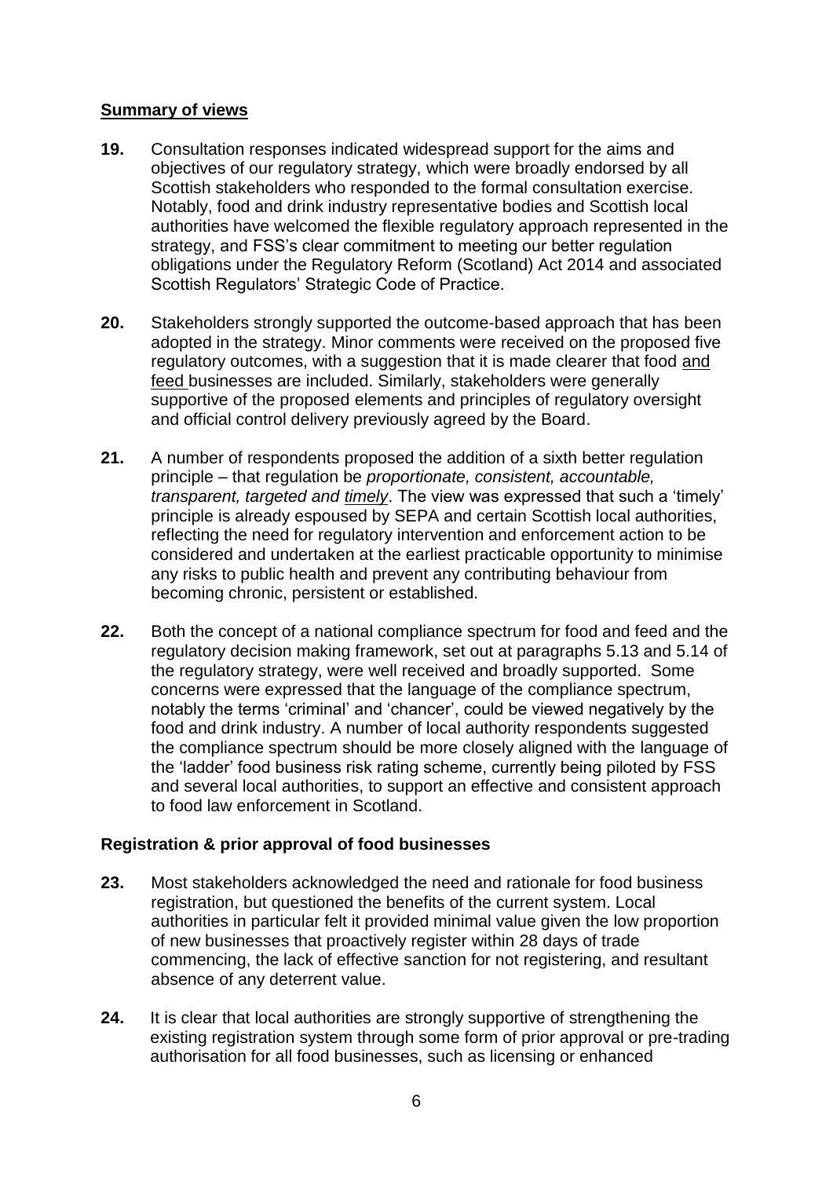## **Summary of views**

**19.** Consultation responses indicated widespread support for the aims and objectives of our regulatory strategy, which were broadly endorsed by all Scottish stakeholders who responded to the formal consultation exercise. Notably, food and drink industry representative bodies and Scottish local authorities have welcomed the flexible regulatory approach represented in the strategy, and FSS's clear commitment to meeting our better regulation obligations under the Regulatory Reform (Scotland) Act 2014 and associated Scottish Regulators' Strategic Code of Practice.

**20.** Stakeholders strongly supported the outcome-based approach that has been adopted in the strategy. Minor comments were received on the proposed five regulatory outcomes, with a suggestion that it is made clearer that food and feed businesses are included. Similarly, stakeholders were generally supportive of the proposed elements and principles of regulatory oversight and official control delivery previously agreed by the Board.

**21.** A number of respondents proposed the addition of a sixth better regulation principle – that regulation be *proportionate, consistent, accountable, transparent, targeted and timely*. The view was expressed that such a 'timely' principle is already espoused by SEPA and certain Scottish local authorities, reflecting the need for regulatory intervention and enforcement action to be considered and undertaken at the earliest practicable opportunity to minimise any risks to public health and prevent any contributing behaviour from becoming chronic, persistent or established.

**22.** Both the concept of a national compliance spectrum for food and feed and the regulatory decision making framework, set out at paragraphs 5.13 and 5.14 of the regulatory strategy, were well received and broadly supported. Some concerns were expressed that the language of the compliance spectrum, notably the terms 'criminal' and 'chancer', could be viewed negatively by the food and drink industry. A number of local authority respondents suggested the compliance spectrum should be more closely aligned with the language of the 'ladder' food business risk rating scheme, currently being piloted by FSS and several local authorities, to support an effective and consistent approach to food law enforcement in Scotland.

### **Registration & prior approval of food businesses**

**23.** Most stakeholders acknowledged the need and rationale for food business registration, but questioned the benefits of the current system. Local authorities in particular felt it provided minimal value given the low proportion of new businesses that proactively register within 28 days of trade commencing, the lack of effective sanction for not registering, and resultant absence of any deterrent value.

**24.** It is clear that local authorities are strongly supportive of strengthening the existing registration system through some form of prior approval or pre-trading authorisation for all food businesses, such as licensing or enhanced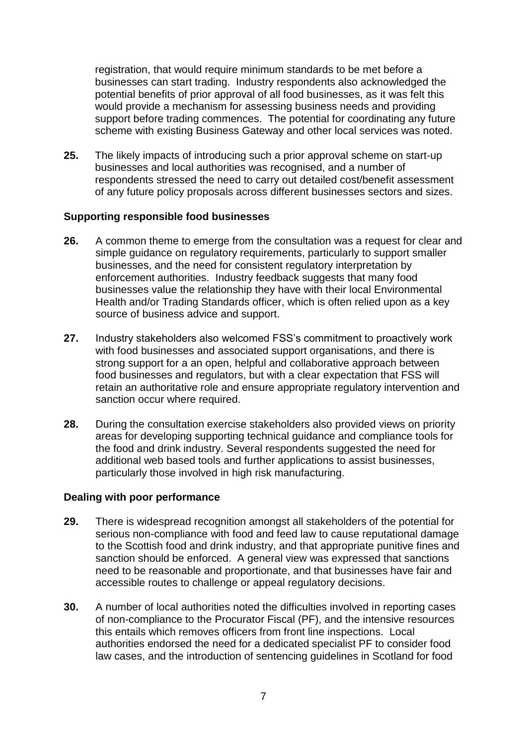registration, that would require minimum standards to be met before a businesses can start trading. Industry respondents also acknowledged the potential benefits of prior approval of all food businesses, as it was felt this would provide a mechanism for assessing business needs and providing support before trading commences. The potential for coordinating any future scheme with existing Business Gateway and other local services was noted.

**25.** The likely impacts of introducing such a prior approval scheme on start-up businesses and local authorities was recognised, and a number of respondents stressed the need to carry out detailed cost/benefit assessment of any future policy proposals across different businesses sectors and sizes.

### Supporting responsible food businesses

**26.** A common theme to emerge from the consultation was a request for clear and simple guidance on regulatory requirements, particularly to support smaller businesses, and the need for consistent regulatory interpretation by enforcement authorities. Industry feedback suggests that many food businesses value the relationship they have with their local Environmental Health and/or Trading Standards officer, which is often relied upon as a key source of business advice and support.

**27.** Industry stakeholders also welcomed FSS's commitment to proactively work with food businesses and associated support organisations, and there is strong support for a an open, helpful and collaborative approach between food businesses and regulators, but with a clear expectation that FSS will retain an authoritative role and ensure appropriate regulatory intervention and sanction occur where required.

**28.** During the consultation exercise stakeholders also provided views on priority areas for developing supporting technical guidance and compliance tools for the food and drink industry. Several respondents suggested the need for additional web based tools and further applications to assist businesses, particularly those involved in high risk manufacturing.

### Dealing with poor performance

**29.** There is widespread recognition amongst all stakeholders of the potential for serious non-compliance with food and feed law to cause reputational damage to the Scottish food and drink industry, and that appropriate punitive fines and sanction should be enforced. A general view was expressed that sanctions need to be reasonable and proportionate, and that businesses have fair and accessible routes to challenge or appeal regulatory decisions.

**30.** A number of local authorities noted the difficulties involved in reporting cases of non-compliance to the Procurator Fiscal (PF), and the intensive resources this entails which removes officers from front line inspections. Local authorities endorsed the need for a dedicated specialist PF to consider food law cases, and the introduction of sentencing guidelines in Scotland for food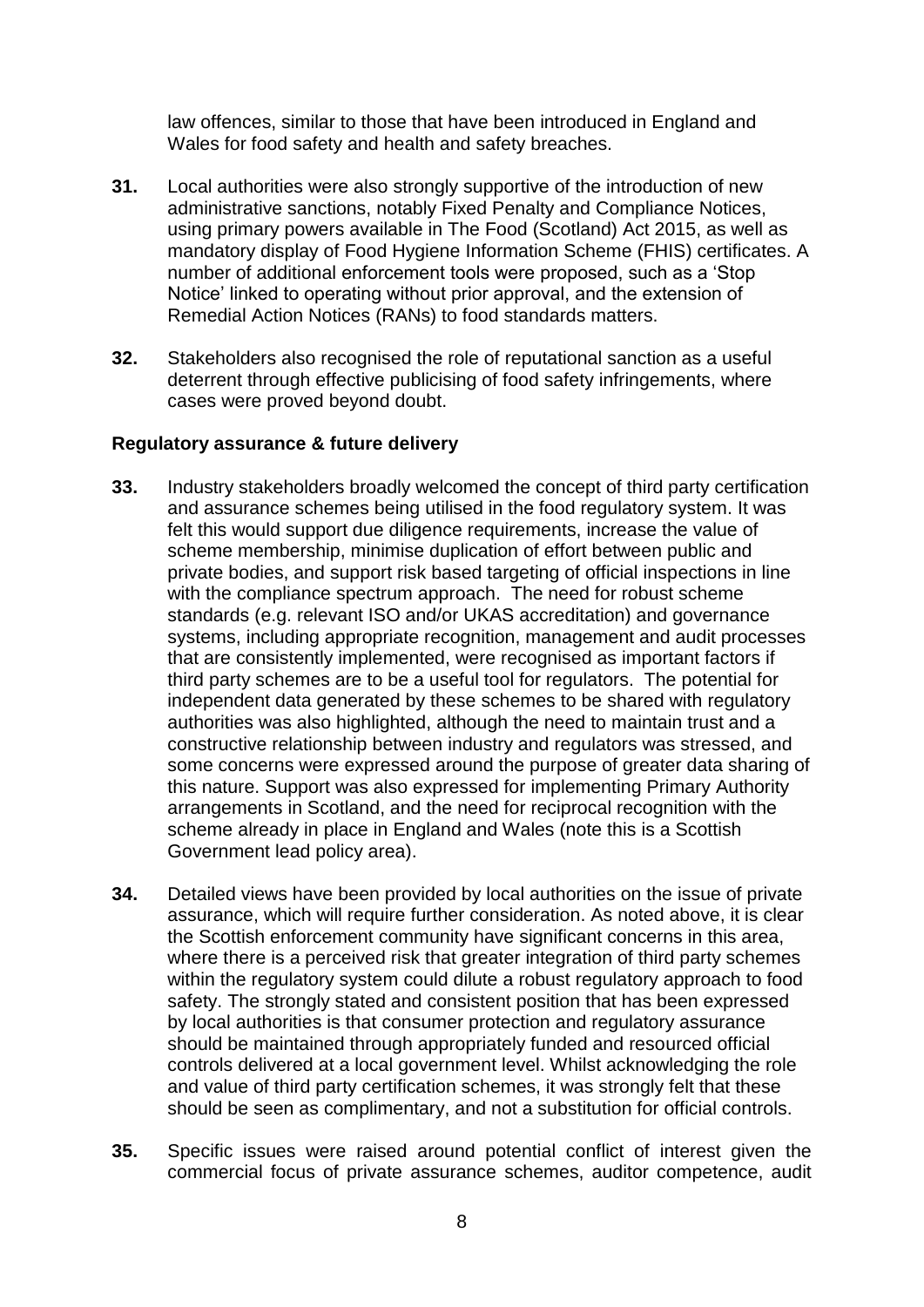law offences, similar to those that have been introduced in England and Wales for food safety and health and safety breaches.

**31.** Local authorities were also strongly supportive of the introduction of new administrative sanctions, notably Fixed Penalty and Compliance Notices, using primary powers available in The Food (Scotland) Act 2015, as well as mandatory display of Food Hygiene Information Scheme (FHIS) certificates. A number of additional enforcement tools were proposed, such as a 'Stop Notice' linked to operating without prior approval, and the extension of Remedial Action Notices (RANs) to food standards matters.

**32.** Stakeholders also recognised the role of reputational sanction as a useful deterrent through effective publicising of food safety infringements, where cases were proved beyond doubt.

**Regulatory assurance & future delivery**

**33.** Industry stakeholders broadly welcomed the concept of third party certification and assurance schemes being utilised in the food regulatory system. It was felt this would support due diligence requirements, increase the value of scheme membership, minimise duplication of effort between public and private bodies, and support risk based targeting of official inspections in line with the compliance spectrum approach. The need for robust scheme standards (e.g. relevant ISO and/or UKAS accreditation) and governance systems, including appropriate recognition, management and audit processes that are consistently implemented, were recognised as important factors if third party schemes are to be a useful tool for regulators. The potential for independent data generated by these schemes to be shared with regulatory authorities was also highlighted, although the need to maintain trust and a constructive relationship between industry and regulators was stressed, and some concerns were expressed around the purpose of greater data sharing of this nature. Support was also expressed for implementing Primary Authority arrangements in Scotland, and the need for reciprocal recognition with the scheme already in place in England and Wales (note this is a Scottish Government lead policy area).

**34.** Detailed views have been provided by local authorities on the issue of private assurance, which will require further consideration. As noted above, it is clear the Scottish enforcement community have significant concerns in this area, where there is a perceived risk that greater integration of third party schemes within the regulatory system could dilute a robust regulatory approach to food safety. The strongly stated and consistent position that has been expressed by local authorities is that consumer protection and regulatory assurance should be maintained through appropriately funded and resourced official controls delivered at a local government level. Whilst acknowledging the role and value of third party certification schemes, it was strongly felt that these should be seen as complimentary, and not a substitution for official controls.

**35.** Specific issues were raised around potential conflict of interest given the commercial focus of private assurance schemes, auditor competence, audit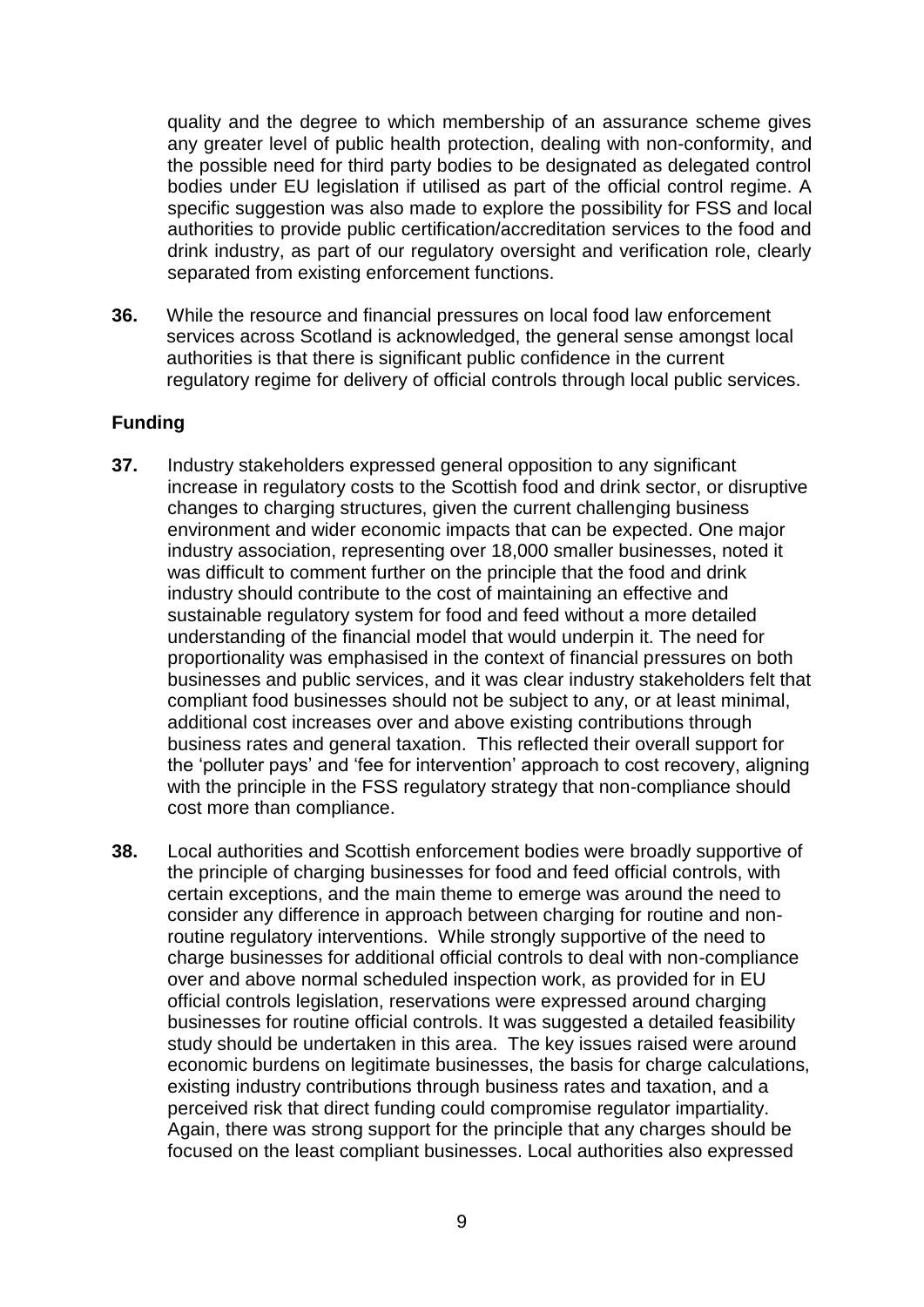quality and the degree to which membership of an assurance scheme gives any greater level of public health protection, dealing with non-conformity, and the possible need for third party bodies to be designated as delegated control bodies under EU legislation if utilised as part of the official control regime. A specific suggestion was also made to explore the possibility for FSS and local authorities to provide public certification/accreditation services to the food and drink industry, as part of our regulatory oversight and verification role, clearly separated from existing enforcement functions.

**36.** While the resource and financial pressures on local food law enforcement services across Scotland is acknowledged, the general sense amongst local authorities is that there is significant public confidence in the current regulatory regime for delivery of official controls through local public services.

## Funding

**37.** Industry stakeholders expressed general opposition to any significant increase in regulatory costs to the Scottish food and drink sector, or disruptive changes to charging structures, given the current challenging business environment and wider economic impacts that can be expected. One major industry association, representing over 18,000 smaller businesses, noted it was difficult to comment further on the principle that the food and drink industry should contribute to the cost of maintaining an effective and sustainable regulatory system for food and feed without a more detailed understanding of the financial model that would underpin it. The need for proportionality was emphasised in the context of financial pressures on both businesses and public services, and it was clear industry stakeholders felt that compliant food businesses should not be subject to any, or at least minimal, additional cost increases over and above existing contributions through business rates and general taxation. This reflected their overall support for the 'polluter pays' and 'fee for intervention' approach to cost recovery, aligning with the principle in the FSS regulatory strategy that non-compliance should cost more than compliance.

**38.** Local authorities and Scottish enforcement bodies were broadly supportive of the principle of charging businesses for food and feed official controls, with certain exceptions, and the main theme to emerge was around the need to consider any difference in approach between charging for routine and non-routine regulatory interventions. While strongly supportive of the need to charge businesses for additional official controls to deal with non-compliance over and above normal scheduled inspection work, as provided for in EU official controls legislation, reservations were expressed around charging businesses for routine official controls. It was suggested a detailed feasibility study should be undertaken in this area. The key issues raised were around economic burdens on legitimate businesses, the basis for charge calculations, existing industry contributions through business rates and taxation, and a perceived risk that direct funding could compromise regulator impartiality. Again, there was strong support for the principle that any charges should be focused on the least compliant businesses. Local authorities also expressed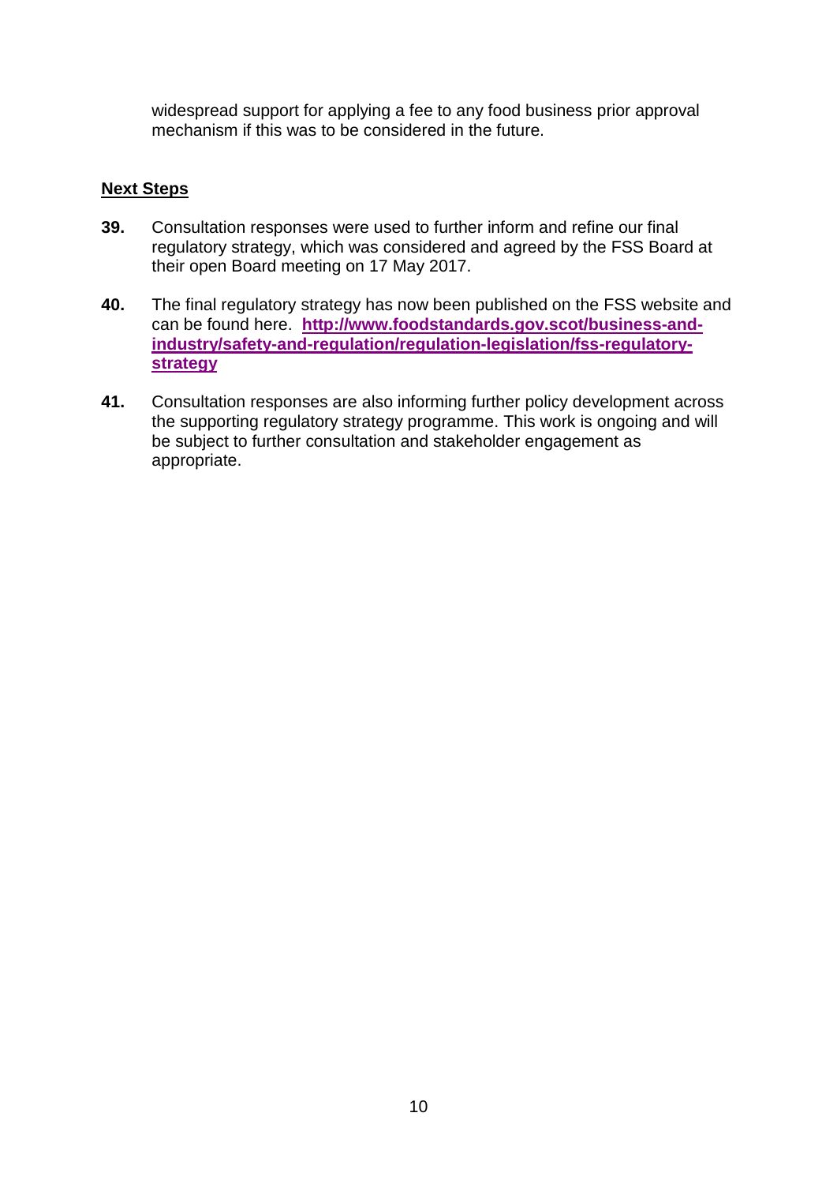widespread support for applying a fee to any food business prior approval mechanism if this was to be considered in the future.

## Next Steps

**39.** Consultation responses were used to further inform and refine our final regulatory strategy, which was considered and agreed by the FSS Board at their open Board meeting on 17 May 2017.

**40.** The final regulatory strategy has now been published on the FSS website and can be found here. **http://www.foodstandards.gov.scot/business-and-industry/safety-and-regulation/regulation-legislation/fss-regulatory-strategy**

**41.** Consultation responses are also informing further policy development across the supporting regulatory strategy programme. This work is ongoing and will be subject to further consultation and stakeholder engagement as appropriate.